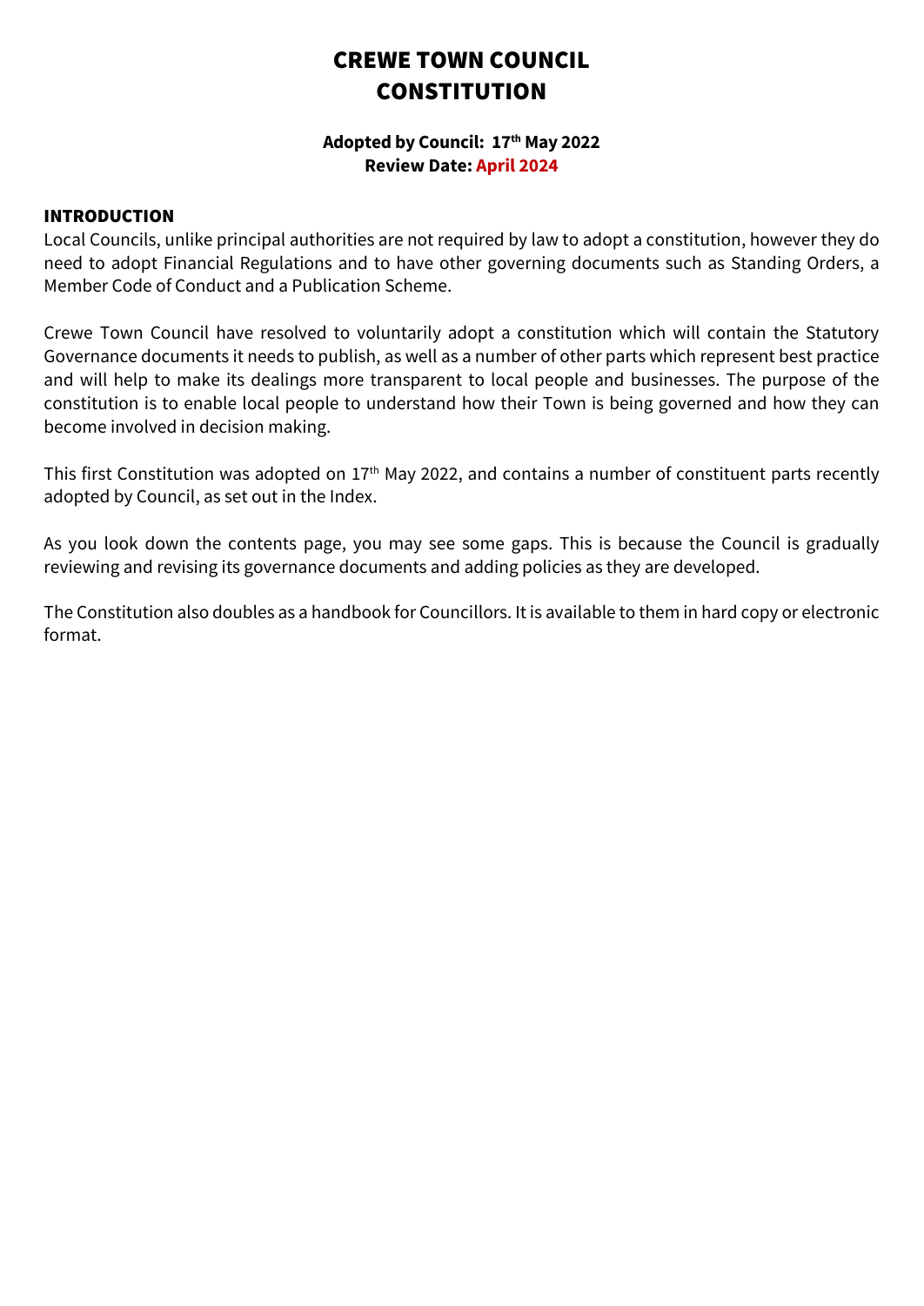# CREWE TOWN COUNCIL CONSTITUTION

**Adopted by Council: 17th May 2022**
**Review Date: April 2024**

## INTRODUCTION

Local Councils, unlike principal authorities are not required by law to adopt a constitution, however they do need to adopt Financial Regulations and to have other governing documents such as Standing Orders, a Member Code of Conduct and a Publication Scheme.

Crewe Town Council have resolved to voluntarily adopt a constitution which will contain the Statutory Governance documents it needs to publish, as well as a number of other parts which represent best practice and will help to make its dealings more transparent to local people and businesses. The purpose of the constitution is to enable local people to understand how their Town is being governed and how they can become involved in decision making.

This first Constitution was adopted on 17th May 2022, and contains a number of constituent parts recently adopted by Council, as set out in the Index.

As you look down the contents page, you may see some gaps. This is because the Council is gradually reviewing and revising its governance documents and adding policies as they are developed.

The Constitution also doubles as a handbook for Councillors. It is available to them in hard copy or electronic format.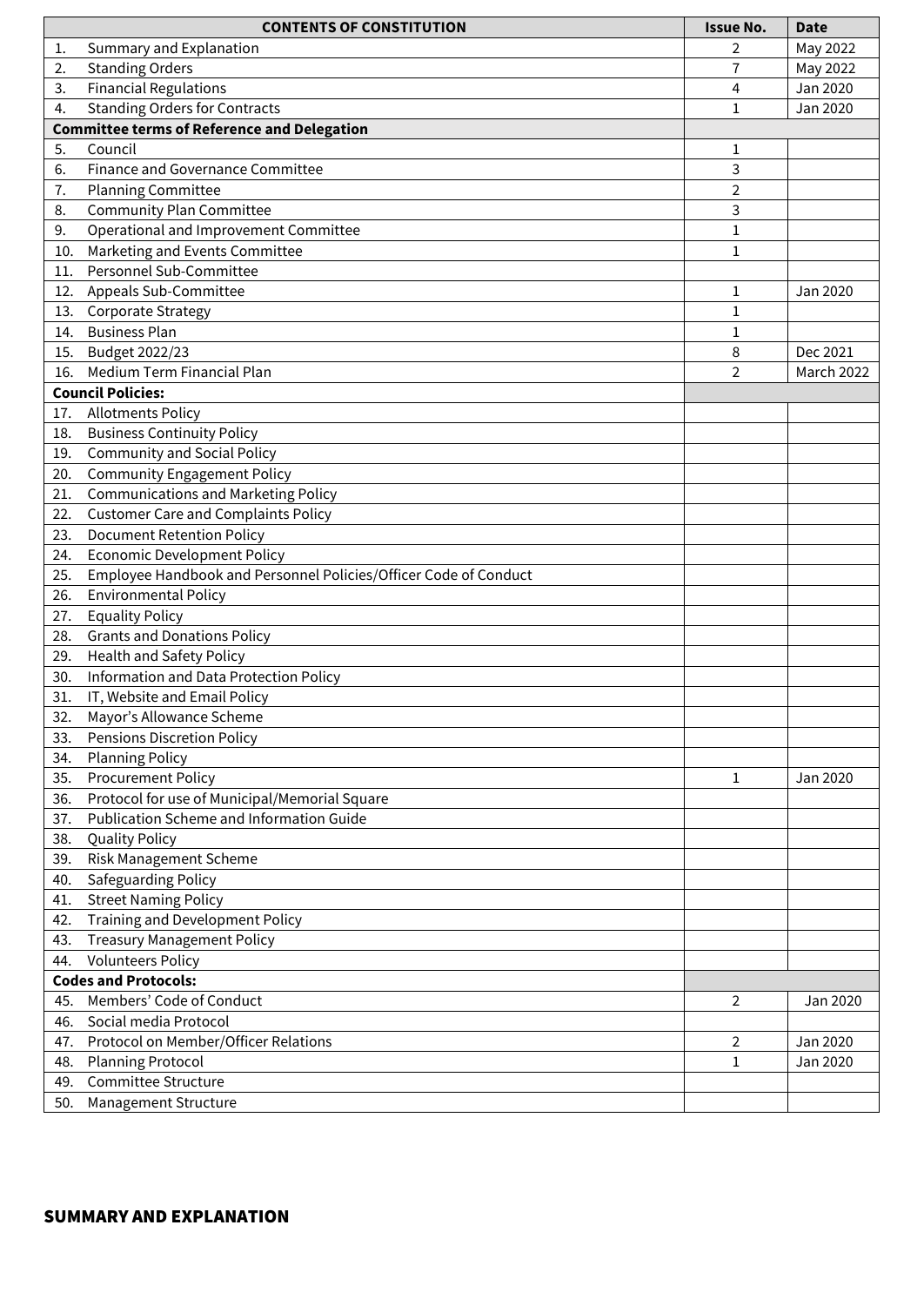| CONTENTS OF CONSTITUTION | Issue No. | Date |
|---|---|---|
| 1. Summary and Explanation | 2 | May 2022 |
| 2. Standing Orders | 7 | May 2022 |
| 3. Financial Regulations | 4 | Jan 2020 |
| 4. Standing Orders for Contracts | 1 | Jan 2020 |
| **Committee terms of Reference and Delegation** | | |
| 5. Council | 1 | |
| 6. Finance and Governance Committee | 3 | |
| 7. Planning Committee | 2 | |
| 8. Community Plan Committee | 3 | |
| 9. Operational and Improvement Committee | 1 | |
| 10. Marketing and Events Committee | 1 | |
| 11. Personnel Sub-Committee | | |
| 12. Appeals Sub-Committee | 1 | Jan 2020 |
| 13. Corporate Strategy | 1 | |
| 14. Business Plan | 1 | |
| 15. Budget 2022/23 | 8 | Dec 2021 |
| 16. Medium Term Financial Plan | 2 | March 2022 |
| **Council Policies:** | | |
| 17. Allotments Policy | | |
| 18. Business Continuity Policy | | |
| 19. Community and Social Policy | | |
| 20. Community Engagement Policy | | |
| 21. Communications and Marketing Policy | | |
| 22. Customer Care and Complaints Policy | | |
| 23. Document Retention Policy | | |
| 24. Economic Development Policy | | |
| 25. Employee Handbook and Personnel Policies/Officer Code of Conduct | | |
| 26. Environmental Policy | | |
| 27. Equality Policy | | |
| 28. Grants and Donations Policy | | |
| 29. Health and Safety Policy | | |
| 30. Information and Data Protection Policy | | |
| 31. IT, Website and Email Policy | | |
| 32. Mayor's Allowance Scheme | | |
| 33. Pensions Discretion Policy | | |
| 34. Planning Policy | | |
| 35. Procurement Policy | 1 | Jan 2020 |
| 36. Protocol for use of Municipal/Memorial Square | | |
| 37. Publication Scheme and Information Guide | | |
| 38. Quality Policy | | |
| 39. Risk Management Scheme | | |
| 40. Safeguarding Policy | | |
| 41. Street Naming Policy | | |
| 42. Training and Development Policy | | |
| 43. Treasury Management Policy | | |
| 44. Volunteers Policy | | |
| **Codes and Protocols:** | | |
| 45. Members' Code of Conduct | 2 | Jan 2020 |
| 46. Social media Protocol | | |
| 47. Protocol on Member/Officer Relations | 2 | Jan 2020 |
| 48. Planning Protocol | 1 | Jan 2020 |
| 49. Committee Structure | | |
| 50. Management Structure | | |

## SUMMARY AND EXPLANATION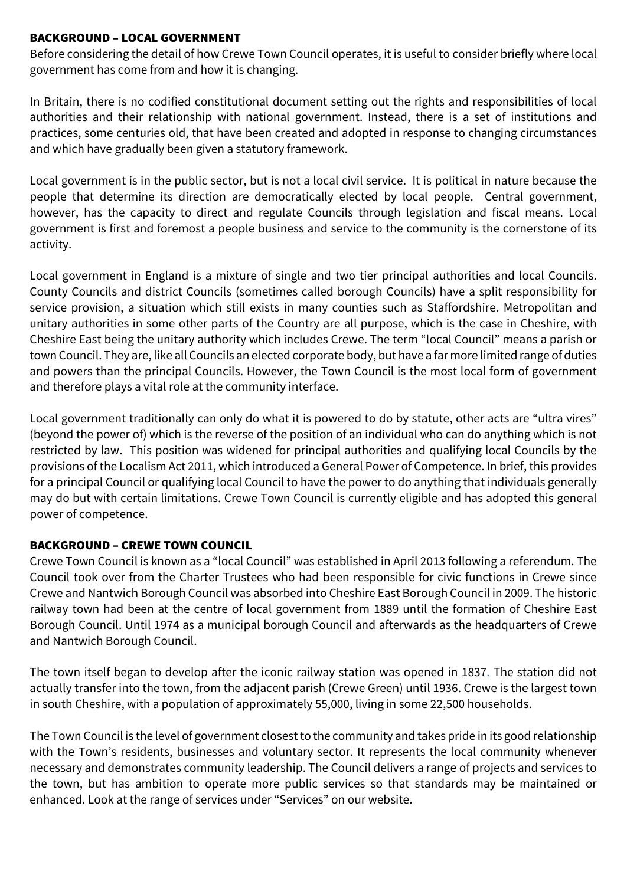## BACKGROUND – LOCAL GOVERNMENT

Before considering the detail of how Crewe Town Council operates, it is useful to consider briefly where local government has come from and how it is changing.

In Britain, there is no codified constitutional document setting out the rights and responsibilities of local authorities and their relationship with national government. Instead, there is a set of institutions and practices, some centuries old, that have been created and adopted in response to changing circumstances and which have gradually been given a statutory framework.

Local government is in the public sector, but is not a local civil service. It is political in nature because the people that determine its direction are democratically elected by local people. Central government, however, has the capacity to direct and regulate Councils through legislation and fiscal means. Local government is first and foremost a people business and service to the community is the cornerstone of its activity.

Local government in England is a mixture of single and two tier principal authorities and local Councils. County Councils and district Councils (sometimes called borough Councils) have a split responsibility for service provision, a situation which still exists in many counties such as Staffordshire. Metropolitan and unitary authorities in some other parts of the Country are all purpose, which is the case in Cheshire, with Cheshire East being the unitary authority which includes Crewe. The term "local Council" means a parish or town Council. They are, like all Councils an elected corporate body, but have a far more limited range of duties and powers than the principal Councils. However, the Town Council is the most local form of government and therefore plays a vital role at the community interface.

Local government traditionally can only do what it is powered to do by statute, other acts are "ultra vires" (beyond the power of) which is the reverse of the position of an individual who can do anything which is not restricted by law. This position was widened for principal authorities and qualifying local Councils by the provisions of the Localism Act 2011, which introduced a General Power of Competence. In brief, this provides for a principal Council or qualifying local Council to have the power to do anything that individuals generally may do but with certain limitations. Crewe Town Council is currently eligible and has adopted this general power of competence.

## BACKGROUND – CREWE TOWN COUNCIL

Crewe Town Council is known as a "local Council" was established in April 2013 following a referendum. The Council took over from the Charter Trustees who had been responsible for civic functions in Crewe since Crewe and Nantwich Borough Council was absorbed into Cheshire East Borough Council in 2009. The historic railway town had been at the centre of local government from 1889 until the formation of Cheshire East Borough Council. Until 1974 as a municipal borough Council and afterwards as the headquarters of Crewe and Nantwich Borough Council.

The town itself began to develop after the iconic railway station was opened in 1837. The station did not actually transfer into the town, from the adjacent parish (Crewe Green) until 1936. Crewe is the largest town in south Cheshire, with a population of approximately 55,000, living in some 22,500 households.

The Town Council is the level of government closest to the community and takes pride in its good relationship with the Town's residents, businesses and voluntary sector. It represents the local community whenever necessary and demonstrates community leadership. The Council delivers a range of projects and services to the town, but has ambition to operate more public services so that standards may be maintained or enhanced. Look at the range of services under "Services" on our website.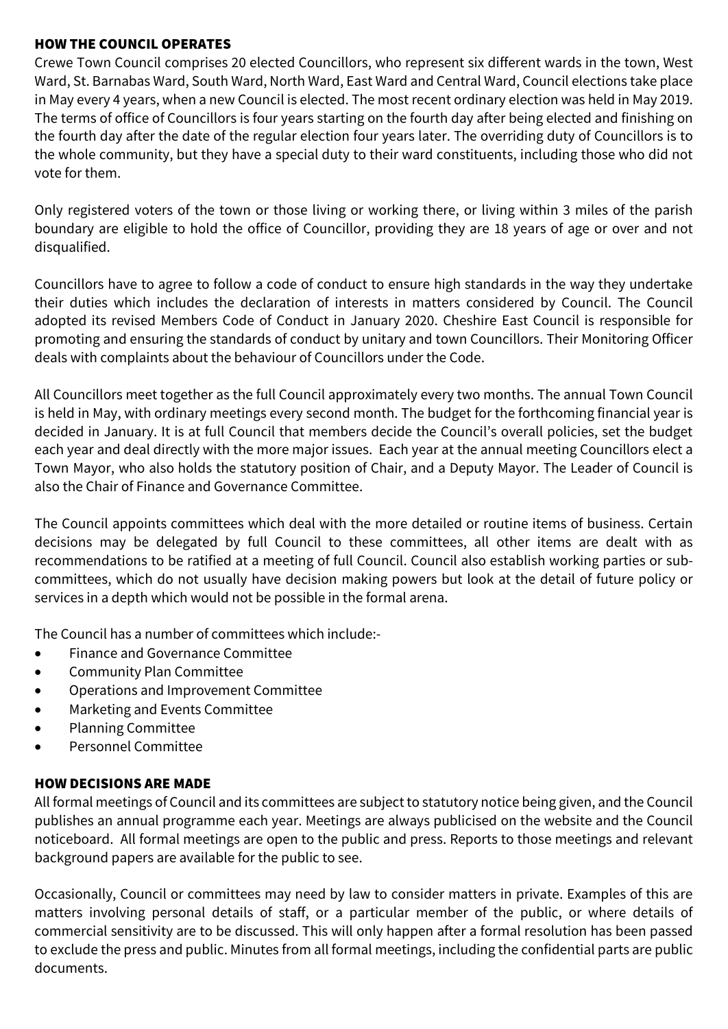## HOW THE COUNCIL OPERATES

Crewe Town Council comprises 20 elected Councillors, who represent six different wards in the town, West Ward, St. Barnabas Ward, South Ward, North Ward, East Ward and Central Ward, Council elections take place in May every 4 years, when a new Council is elected. The most recent ordinary election was held in May 2019. The terms of office of Councillors is four years starting on the fourth day after being elected and finishing on the fourth day after the date of the regular election four years later. The overriding duty of Councillors is to the whole community, but they have a special duty to their ward constituents, including those who did not vote for them.

Only registered voters of the town or those living or working there, or living within 3 miles of the parish boundary are eligible to hold the office of Councillor, providing they are 18 years of age or over and not disqualified.

Councillors have to agree to follow a code of conduct to ensure high standards in the way they undertake their duties which includes the declaration of interests in matters considered by Council. The Council adopted its revised Members Code of Conduct in January 2020. Cheshire East Council is responsible for promoting and ensuring the standards of conduct by unitary and town Councillors. Their Monitoring Officer deals with complaints about the behaviour of Councillors under the Code.

All Councillors meet together as the full Council approximately every two months. The annual Town Council is held in May, with ordinary meetings every second month. The budget for the forthcoming financial year is decided in January. It is at full Council that members decide the Council's overall policies, set the budget each year and deal directly with the more major issues. Each year at the annual meeting Councillors elect a Town Mayor, who also holds the statutory position of Chair, and a Deputy Mayor. The Leader of Council is also the Chair of Finance and Governance Committee.

The Council appoints committees which deal with the more detailed or routine items of business. Certain decisions may be delegated by full Council to these committees, all other items are dealt with as recommendations to be ratified at a meeting of full Council. Council also establish working parties or sub-committees, which do not usually have decision making powers but look at the detail of future policy or services in a depth which would not be possible in the formal arena.

The Council has a number of committees which include:-

- Finance and Governance Committee
- Community Plan Committee
- Operations and Improvement Committee
- Marketing and Events Committee
- Planning Committee
- Personnel Committee

## HOW DECISIONS ARE MADE

All formal meetings of Council and its committees are subject to statutory notice being given, and the Council publishes an annual programme each year. Meetings are always publicised on the website and the Council noticeboard. All formal meetings are open to the public and press. Reports to those meetings and relevant background papers are available for the public to see.

Occasionally, Council or committees may need by law to consider matters in private. Examples of this are matters involving personal details of staff, or a particular member of the public, or where details of commercial sensitivity are to be discussed. This will only happen after a formal resolution has been passed to exclude the press and public. Minutes from all formal meetings, including the confidential parts are public documents.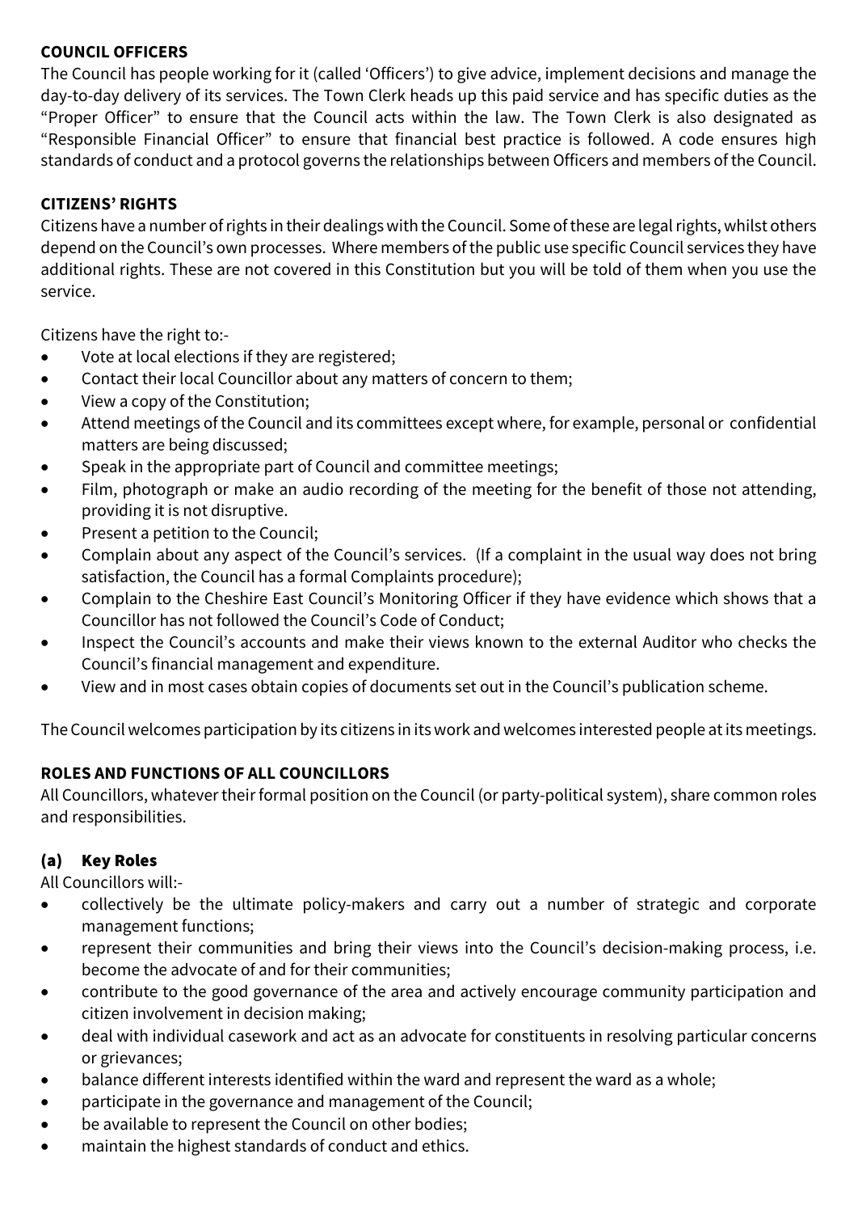## COUNCIL OFFICERS

The Council has people working for it (called 'Officers') to give advice, implement decisions and manage the day-to-day delivery of its services. The Town Clerk heads up this paid service and has specific duties as the "Proper Officer" to ensure that the Council acts within the law. The Town Clerk is also designated as "Responsible Financial Officer" to ensure that financial best practice is followed. A code ensures high standards of conduct and a protocol governs the relationships between Officers and members of the Council.

## CITIZENS' RIGHTS

Citizens have a number of rights in their dealings with the Council. Some of these are legal rights, whilst others depend on the Council's own processes. Where members of the public use specific Council services they have additional rights. These are not covered in this Constitution but you will be told of them when you use the service.

Citizens have the right to:-

- Vote at local elections if they are registered;
- Contact their local Councillor about any matters of concern to them;
- View a copy of the Constitution;
- Attend meetings of the Council and its committees except where, for example, personal or confidential matters are being discussed;
- Speak in the appropriate part of Council and committee meetings;
- Film, photograph or make an audio recording of the meeting for the benefit of those not attending, providing it is not disruptive.
- Present a petition to the Council;
- Complain about any aspect of the Council's services. (If a complaint in the usual way does not bring satisfaction, the Council has a formal Complaints procedure);
- Complain to the Cheshire East Council's Monitoring Officer if they have evidence which shows that a Councillor has not followed the Council's Code of Conduct;
- Inspect the Council's accounts and make their views known to the external Auditor who checks the Council's financial management and expenditure.
- View and in most cases obtain copies of documents set out in the Council's publication scheme.

The Council welcomes participation by its citizens in its work and welcomes interested people at its meetings.

## ROLES AND FUNCTIONS OF ALL COUNCILLORS

All Councillors, whatever their formal position on the Council (or party-political system), share common roles and responsibilities.

### (a) Key Roles

All Councillors will:-

- collectively be the ultimate policy-makers and carry out a number of strategic and corporate management functions;
- represent their communities and bring their views into the Council's decision-making process, i.e. become the advocate of and for their communities;
- contribute to the good governance of the area and actively encourage community participation and citizen involvement in decision making;
- deal with individual casework and act as an advocate for constituents in resolving particular concerns or grievances;
- balance different interests identified within the ward and represent the ward as a whole;
- participate in the governance and management of the Council;
- be available to represent the Council on other bodies;
- maintain the highest standards of conduct and ethics.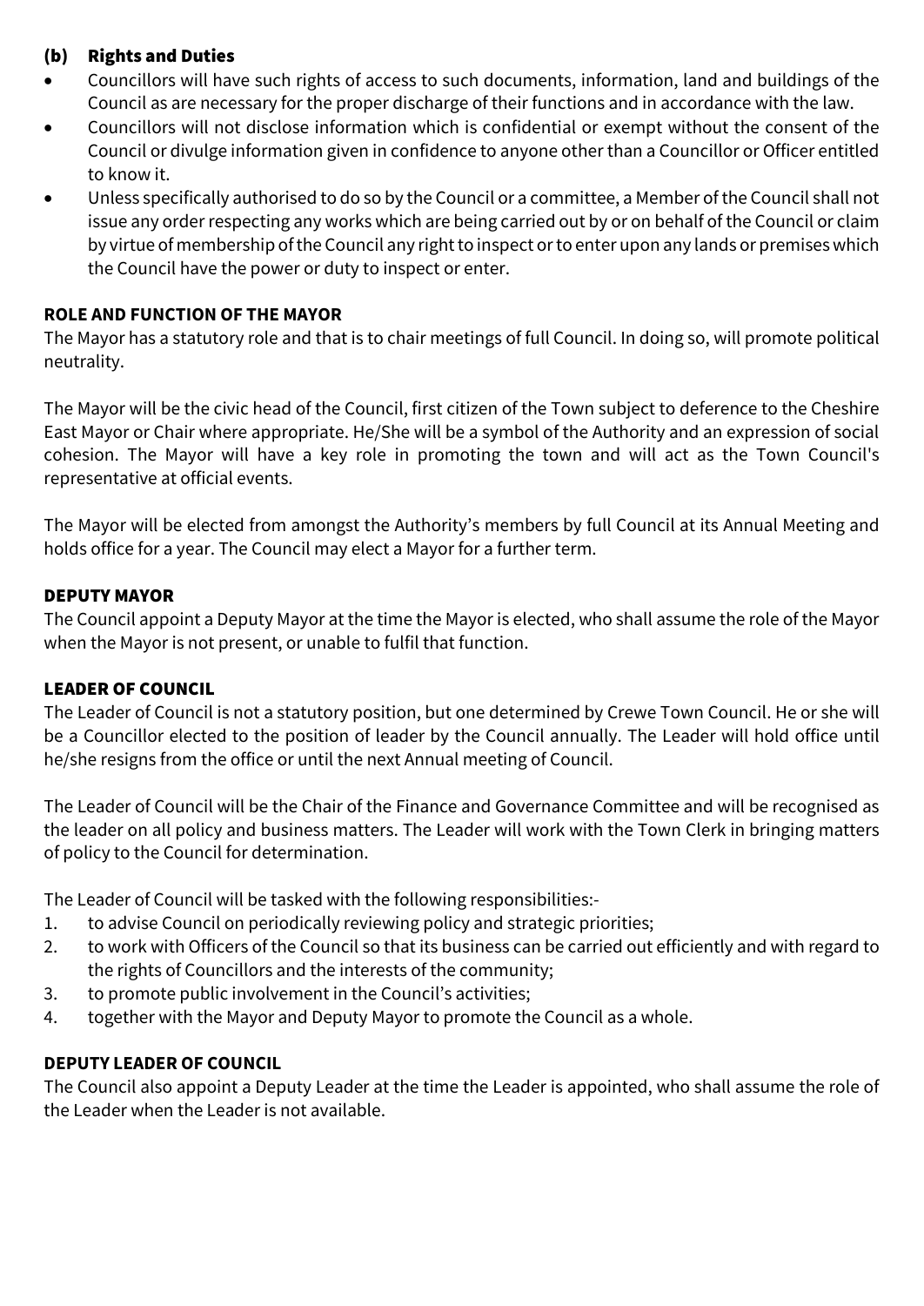### (b) Rights and Duties

- Councillors will have such rights of access to such documents, information, land and buildings of the Council as are necessary for the proper discharge of their functions and in accordance with the law.
- Councillors will not disclose information which is confidential or exempt without the consent of the Council or divulge information given in confidence to anyone other than a Councillor or Officer entitled to know it.
- Unless specifically authorised to do so by the Council or a committee, a Member of the Council shall not issue any order respecting any works which are being carried out by or on behalf of the Council or claim by virtue of membership of the Council any right to inspect or to enter upon any lands or premises which the Council have the power or duty to inspect or enter.

### ROLE AND FUNCTION OF THE MAYOR

The Mayor has a statutory role and that is to chair meetings of full Council. In doing so, will promote political neutrality.

The Mayor will be the civic head of the Council, first citizen of the Town subject to deference to the Cheshire East Mayor or Chair where appropriate. He/She will be a symbol of the Authority and an expression of social cohesion. The Mayor will have a key role in promoting the town and will act as the Town Council's representative at official events.

The Mayor will be elected from amongst the Authority's members by full Council at its Annual Meeting and holds office for a year. The Council may elect a Mayor for a further term.

### DEPUTY MAYOR

The Council appoint a Deputy Mayor at the time the Mayor is elected, who shall assume the role of the Mayor when the Mayor is not present, or unable to fulfil that function.

### LEADER OF COUNCIL

The Leader of Council is not a statutory position, but one determined by Crewe Town Council. He or she will be a Councillor elected to the position of leader by the Council annually. The Leader will hold office until he/she resigns from the office or until the next Annual meeting of Council.

The Leader of Council will be the Chair of the Finance and Governance Committee and will be recognised as the leader on all policy and business matters. The Leader will work with the Town Clerk in bringing matters of policy to the Council for determination.

The Leader of Council will be tasked with the following responsibilities:-

1. to advise Council on periodically reviewing policy and strategic priorities;
2. to work with Officers of the Council so that its business can be carried out efficiently and with regard to the rights of Councillors and the interests of the community;
3. to promote public involvement in the Council's activities;
4. together with the Mayor and Deputy Mayor to promote the Council as a whole.

### DEPUTY LEADER OF COUNCIL

The Council also appoint a Deputy Leader at the time the Leader is appointed, who shall assume the role of the Leader when the Leader is not available.